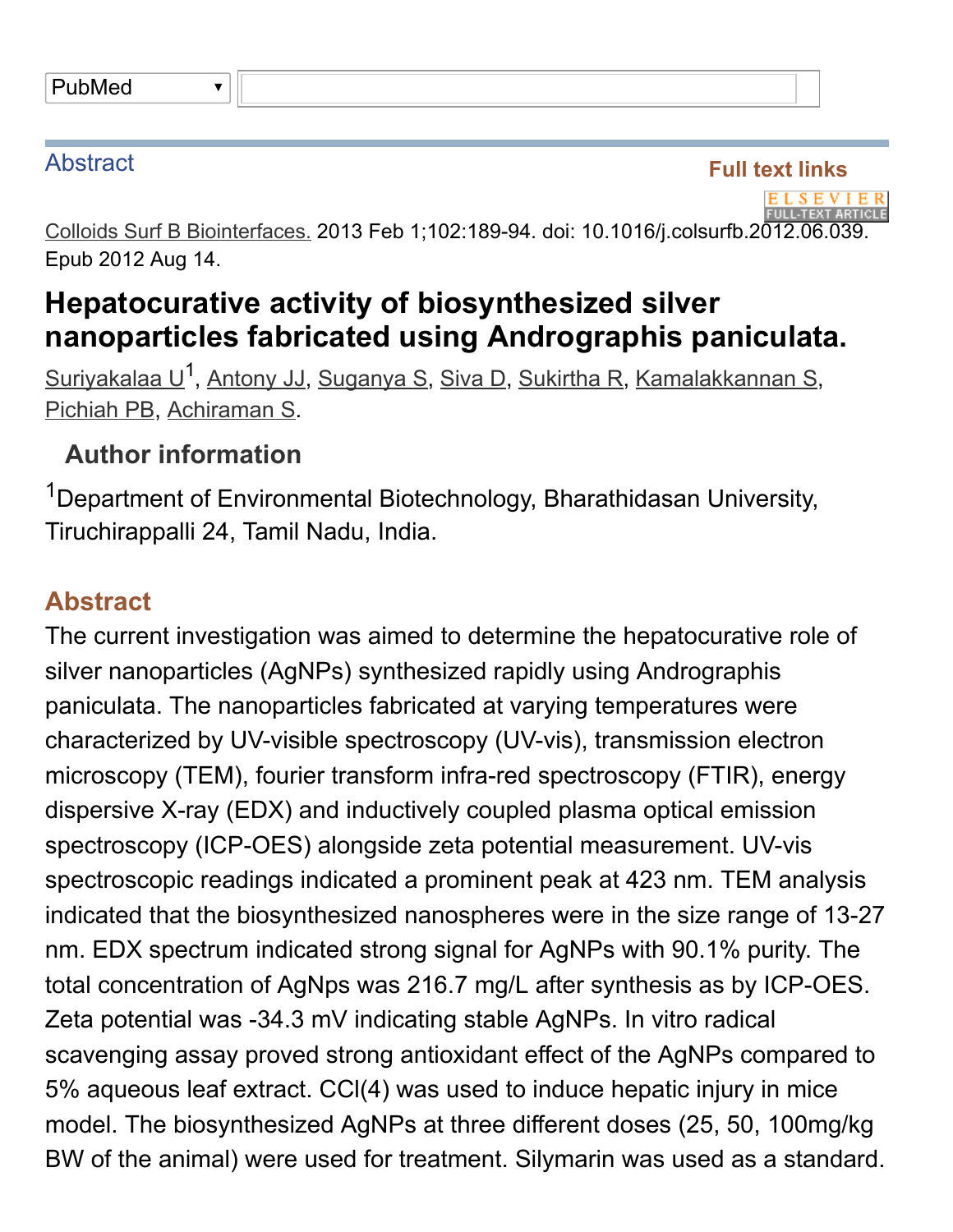PubMed

Abstract

Full text links

Colloids Surf B Biointerfaces. 2013 Feb 1;102:189-94. doi: 10.1016/j.colsurfb.2012.06.039. Epub 2012 Aug 14.

# Hepatocurative activity of biosynthesized silver nanoparticles fabricated using Andrographis paniculata.

Suriyakalaa U[1], Antony JJ, Suganya S, Siva D, Sukirtha R, Kamalakkannan S, Pichiah PB, Achiraman S.

## Author information

[1]Department of Environmental Biotechnology, Bharathidasan University, Tiruchirappalli 24, Tamil Nadu, India.

## Abstract

The current investigation was aimed to determine the hepatocurative role of silver nanoparticles (AgNPs) synthesized rapidly using Andrographis paniculata. The nanoparticles fabricated at varying temperatures were characterized by UV-visible spectroscopy (UV-vis), transmission electron microscopy (TEM), fourier transform infra-red spectroscopy (FTIR), energy dispersive X-ray (EDX) and inductively coupled plasma optical emission spectroscopy (ICP-OES) alongside zeta potential measurement. UV-vis spectroscopic readings indicated a prominent peak at 423 nm. TEM analysis indicated that the biosynthesized nanospheres were in the size range of 13-27 nm. EDX spectrum indicated strong signal for AgNPs with 90.1% purity. The total concentration of AgNps was 216.7 mg/L after synthesis as by ICP-OES. Zeta potential was -34.3 mV indicating stable AgNPs. In vitro radical scavenging assay proved strong antioxidant effect of the AgNPs compared to 5% aqueous leaf extract. CCl(4) was used to induce hepatic injury in mice model. The biosynthesized AgNPs at three different doses (25, 50, 100mg/kg BW of the animal) were used for treatment. Silymarin was used as a standard.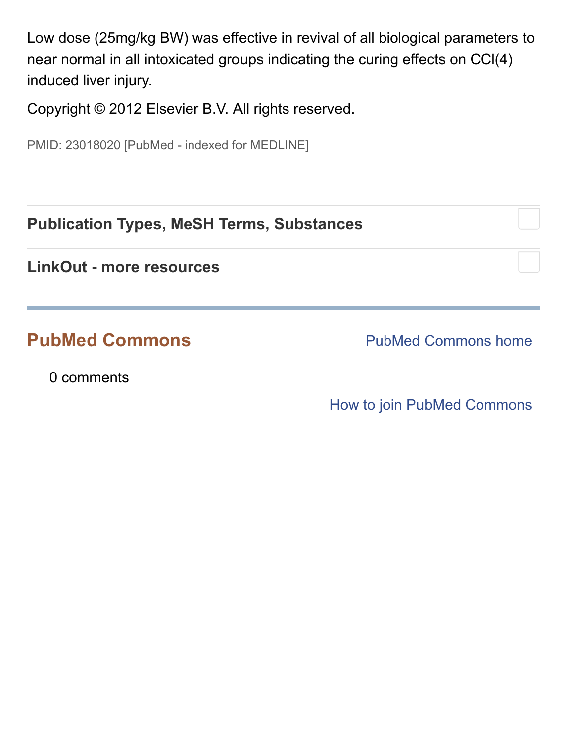Low dose (25mg/kg BW) was effective in revival of all biological parameters to near normal in all intoxicated groups indicating the curing effects on $CCl_{(4)}$ induced liver injury.

Copyright © 2012 Elsevier B.V. All rights reserved.

PMID: 23018020 [PubMed - indexed for MEDLINE]

**Publication Types, MeSH Terms, Substances**

**LinkOut - more resources**

## PubMed Commons

PubMed Commons home

0 comments

How to join PubMed Commons